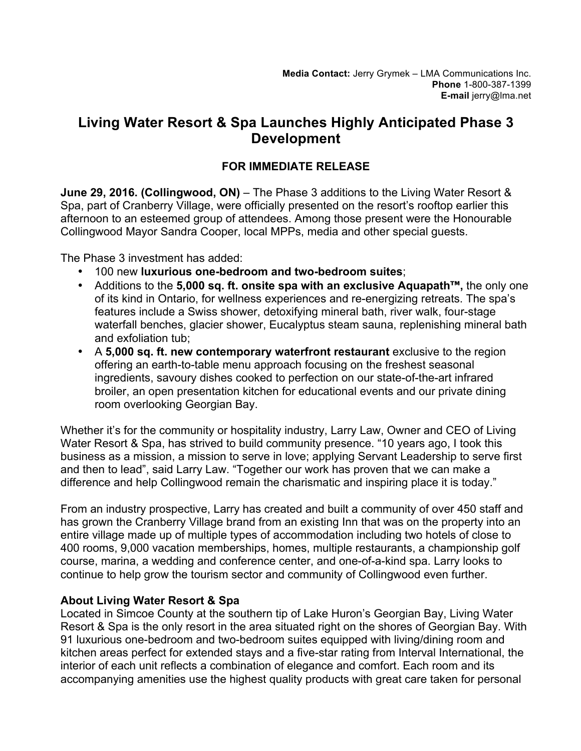**Media Contact:** Jerry Grymek – LMA Communications Inc.
**Phone** 1-800-387-1399
**E-mail** jerry@lma.net

# Living Water Resort & Spa Launches Highly Anticipated Phase 3 Development

**FOR IMMEDIATE RELEASE**

**June 29, 2016. (Collingwood, ON)** – The Phase 3 additions to the Living Water Resort & Spa, part of Cranberry Village, were officially presented on the resort's rooftop earlier this afternoon to an esteemed group of attendees. Among those present were the Honourable Collingwood Mayor Sandra Cooper, local MPPs, media and other special guests.

The Phase 3 investment has added:

- 100 new **luxurious one-bedroom and two-bedroom suites**;
- Additions to the **5,000 sq. ft. onsite spa with an exclusive Aquapath™,** the only one of its kind in Ontario, for wellness experiences and re-energizing retreats. The spa's features include a Swiss shower, detoxifying mineral bath, river walk, four-stage waterfall benches, glacier shower, Eucalyptus steam sauna, replenishing mineral bath and exfoliation tub;
- A **5,000 sq. ft. new contemporary waterfront restaurant** exclusive to the region offering an earth-to-table menu approach focusing on the freshest seasonal ingredients, savoury dishes cooked to perfection on our state-of-the-art infrared broiler, an open presentation kitchen for educational events and our private dining room overlooking Georgian Bay.

Whether it's for the community or hospitality industry, Larry Law, Owner and CEO of Living Water Resort & Spa, has strived to build community presence. "10 years ago, I took this business as a mission, a mission to serve in love; applying Servant Leadership to serve first and then to lead", said Larry Law. "Together our work has proven that we can make a difference and help Collingwood remain the charismatic and inspiring place it is today."

From an industry prospective, Larry has created and built a community of over 450 staff and has grown the Cranberry Village brand from an existing Inn that was on the property into an entire village made up of multiple types of accommodation including two hotels of close to 400 rooms, 9,000 vacation memberships, homes, multiple restaurants, a championship golf course, marina, a wedding and conference center, and one-of-a-kind spa. Larry looks to continue to help grow the tourism sector and community of Collingwood even further.

**About Living Water Resort & Spa**

Located in Simcoe County at the southern tip of Lake Huron's Georgian Bay, Living Water Resort & Spa is the only resort in the area situated right on the shores of Georgian Bay. With 91 luxurious one-bedroom and two-bedroom suites equipped with living/dining room and kitchen areas perfect for extended stays and a five-star rating from Interval International, the interior of each unit reflects a combination of elegance and comfort. Each room and its accompanying amenities use the highest quality products with great care taken for personal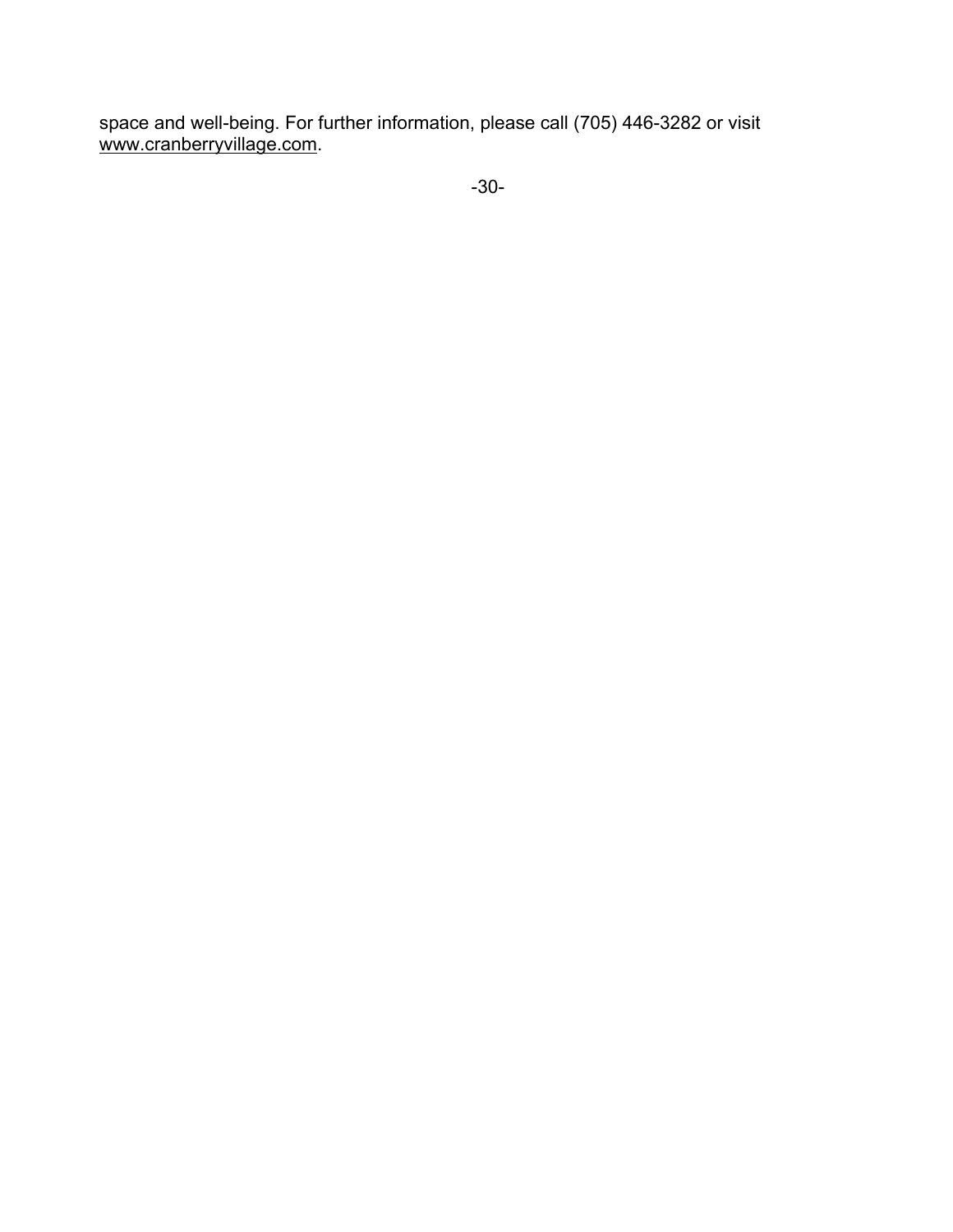space and well-being. For further information, please call (705) 446-3282 or visit www.cranberryvillage.com.

-30-